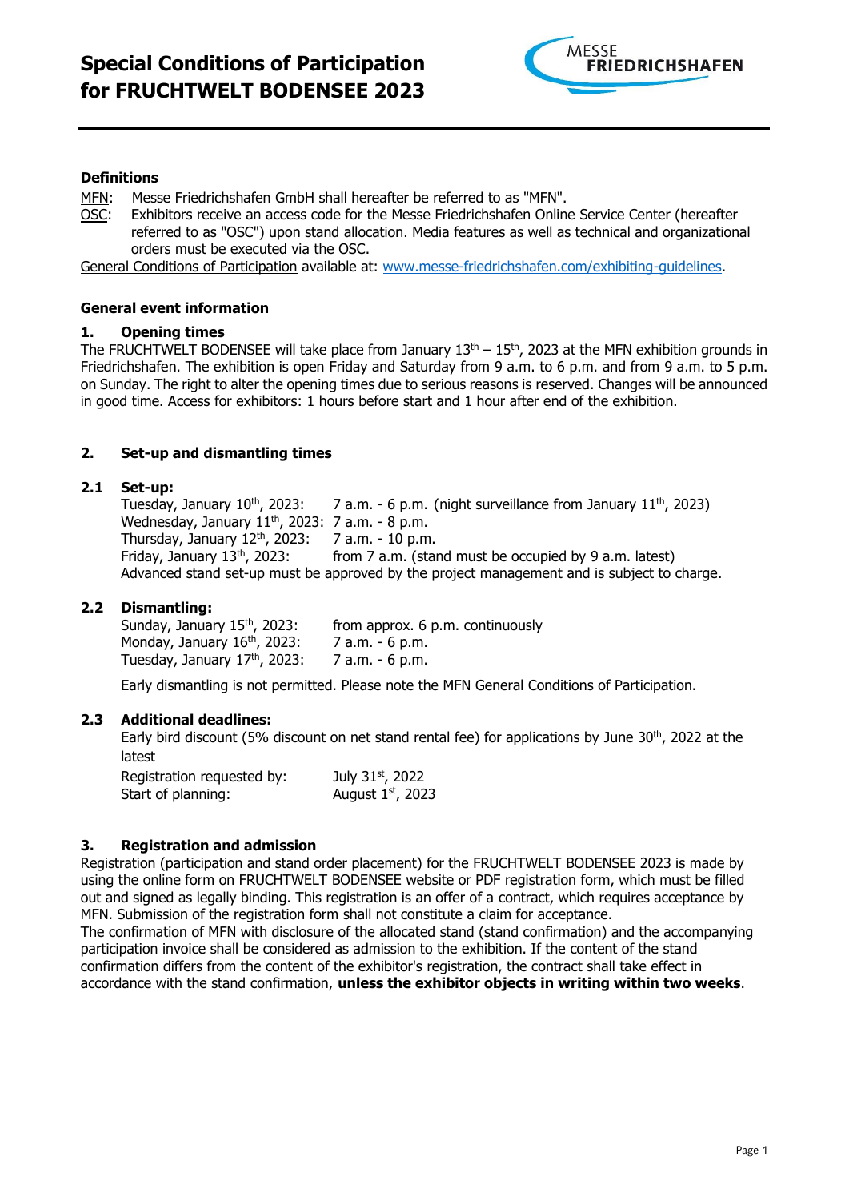# Special Conditions of Participation for FRUCHTWELT BODENSEE 2023

**Definitions**

MFN: Messe Friedrichshafen GmbH shall hereafter be referred to as "MFN".

OSC: Exhibitors receive an access code for the Messe Friedrichshafen Online Service Center (hereafter referred to as "OSC") upon stand allocation. Media features as well as technical and organizational orders must be executed via the OSC.

General Conditions of Participation available at: www.messe-friedrichshafen.com/exhibiting-guidelines.

**General event information**

## 1. Opening times

The FRUCHTWELT BODENSEE will take place from January 13th – 15th, 2023 at the MFN exhibition grounds in Friedrichshafen. The exhibition is open Friday and Saturday from 9 a.m. to 6 p.m. and from 9 a.m. to 5 p.m. on Sunday. The right to alter the opening times due to serious reasons is reserved. Changes will be announced in good time. Access for exhibitors: 1 hours before start and 1 hour after end of the exhibition.

## 2. Set-up and dismantling times

### 2.1 Set-up:

| | |
|---|---|
| Tuesday, January 10th, 2023: | 7 a.m. - 6 p.m. (night surveillance from January 11th, 2023) |
| Wednesday, January 11th, 2023: | 7 a.m. - 8 p.m. |
| Thursday, January 12th, 2023: | 7 a.m. - 10 p.m. |
| Friday, January 13th, 2023: | from 7 a.m. (stand must be occupied by 9 a.m. latest) |

Advanced stand set-up must be approved by the project management and is subject to charge.

### 2.2 Dismantling:

| | |
|---|---|
| Sunday, January 15th, 2023: | from approx. 6 p.m. continuously |
| Monday, January 16th, 2023: | 7 a.m. - 6 p.m. |
| Tuesday, January 17th, 2023: | 7 a.m. - 6 p.m. |

Early dismantling is not permitted. Please note the MFN General Conditions of Participation.

### 2.3 Additional deadlines:

Early bird discount (5% discount on net stand rental fee) for applications by June 30th, 2022 at the latest

| | |
|---|---|
| Registration requested by: | July 31st, 2022 |
| Start of planning: | August 1st, 2023 |

## 3. Registration and admission

Registration (participation and stand order placement) for the FRUCHTWELT BODENSEE 2023 is made by using the online form on FRUCHTWELT BODENSEE website or PDF registration form, which must be filled out and signed as legally binding. This registration is an offer of a contract, which requires acceptance by MFN. Submission of the registration form shall not constitute a claim for acceptance.

The confirmation of MFN with disclosure of the allocated stand (stand confirmation) and the accompanying participation invoice shall be considered as admission to the exhibition. If the content of the stand confirmation differs from the content of the exhibitor's registration, the contract shall take effect in accordance with the stand confirmation, **unless the exhibitor objects in writing within two weeks**.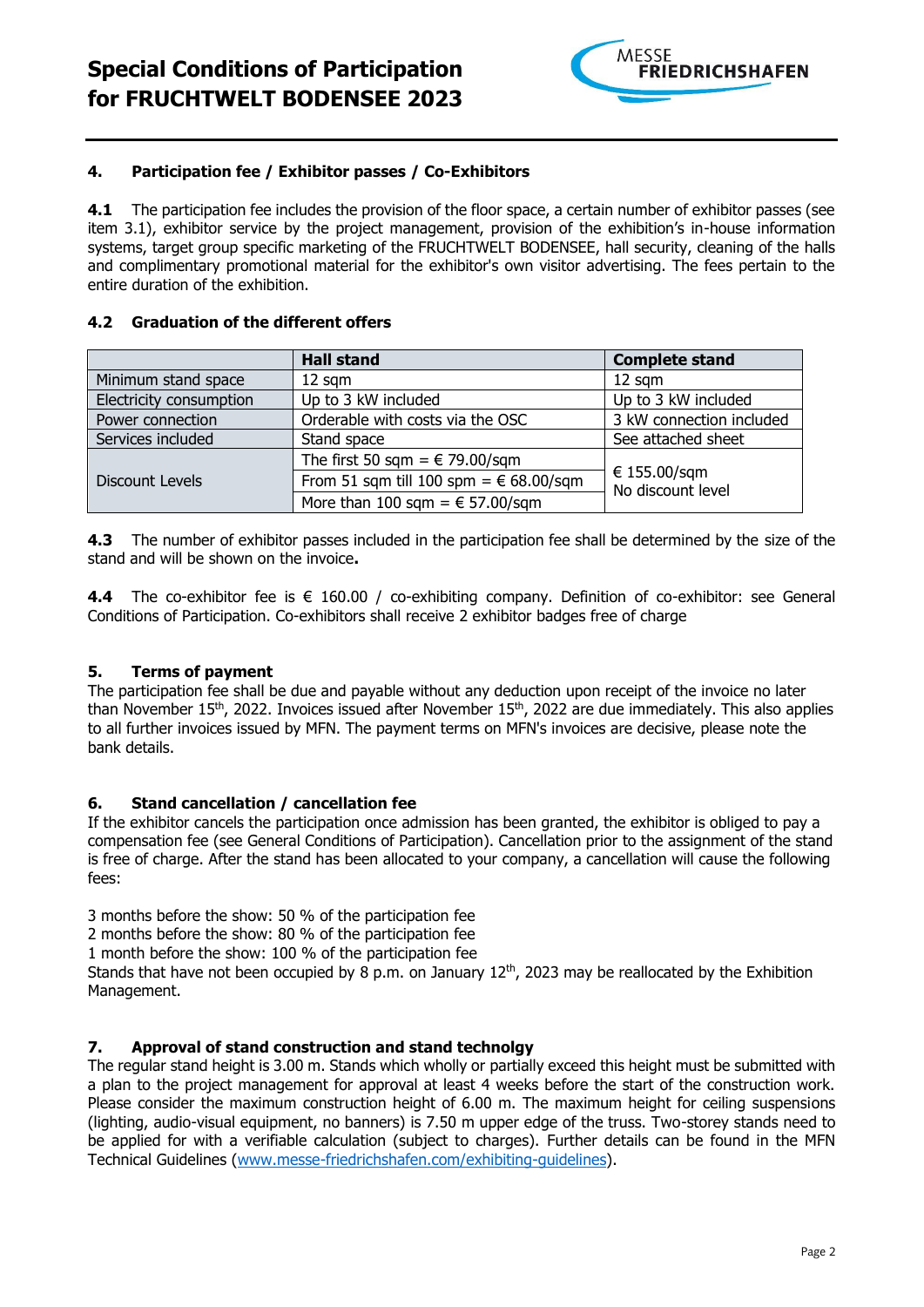## 4. Participation fee / Exhibitor passes / Co-Exhibitors

**4.1** The participation fee includes the provision of the floor space, a certain number of exhibitor passes (see item 3.1), exhibitor service by the project management, provision of the exhibition's in-house information systems, target group specific marketing of the FRUCHTWELT BODENSEE, hall security, cleaning of the halls and complimentary promotional material for the exhibitor's own visitor advertising. The fees pertain to the entire duration of the exhibition.

### 4.2 Graduation of the different offers

| | Hall stand | Complete stand |
|---|---|---|
| Minimum stand space | 12 sqm | 12 sqm |
| Electricity consumption | Up to 3 kW included | Up to 3 kW included |
| Power connection | Orderable with costs via the OSC | 3 kW connection included |
| Services included | Stand space | See attached sheet |
| Discount Levels | The first 50 sqm = € 79.00/sqm | € 155.00/sqm No discount level |
| | From 51 sqm till 100 spm = € 68.00/sqm | |
| | More than 100 sqm = € 57.00/sqm | |

**4.3** The number of exhibitor passes included in the participation fee shall be determined by the size of the stand and will be shown on the invoice**.**

**4.4** The co-exhibitor fee is € 160.00 / co-exhibiting company. Definition of co-exhibitor: see General Conditions of Participation. Co-exhibitors shall receive 2 exhibitor badges free of charge

## 5. Terms of payment

The participation fee shall be due and payable without any deduction upon receipt of the invoice no later than November 15th, 2022. Invoices issued after November 15th, 2022 are due immediately. This also applies to all further invoices issued by MFN. The payment terms on MFN's invoices are decisive, please note the bank details.

## 6. Stand cancellation / cancellation fee

If the exhibitor cancels the participation once admission has been granted, the exhibitor is obliged to pay a compensation fee (see General Conditions of Participation). Cancellation prior to the assignment of the stand is free of charge. After the stand has been allocated to your company, a cancellation will cause the following fees:

3 months before the show: 50 % of the participation fee
2 months before the show: 80 % of the participation fee
1 month before the show: 100 % of the participation fee
Stands that have not been occupied by 8 p.m. on January 12th, 2023 may be reallocated by the Exhibition Management.

## 7. Approval of stand construction and stand technolgy

The regular stand height is 3.00 m. Stands which wholly or partially exceed this height must be submitted with a plan to the project management for approval at least 4 weeks before the start of the construction work. Please consider the maximum construction height of 6.00 m. The maximum height for ceiling suspensions (lighting, audio-visual equipment, no banners) is 7.50 m upper edge of the truss. Two-storey stands need to be applied for with a verifiable calculation (subject to charges). Further details can be found in the MFN Technical Guidelines (www.messe-friedrichshafen.com/exhibiting-guidelines).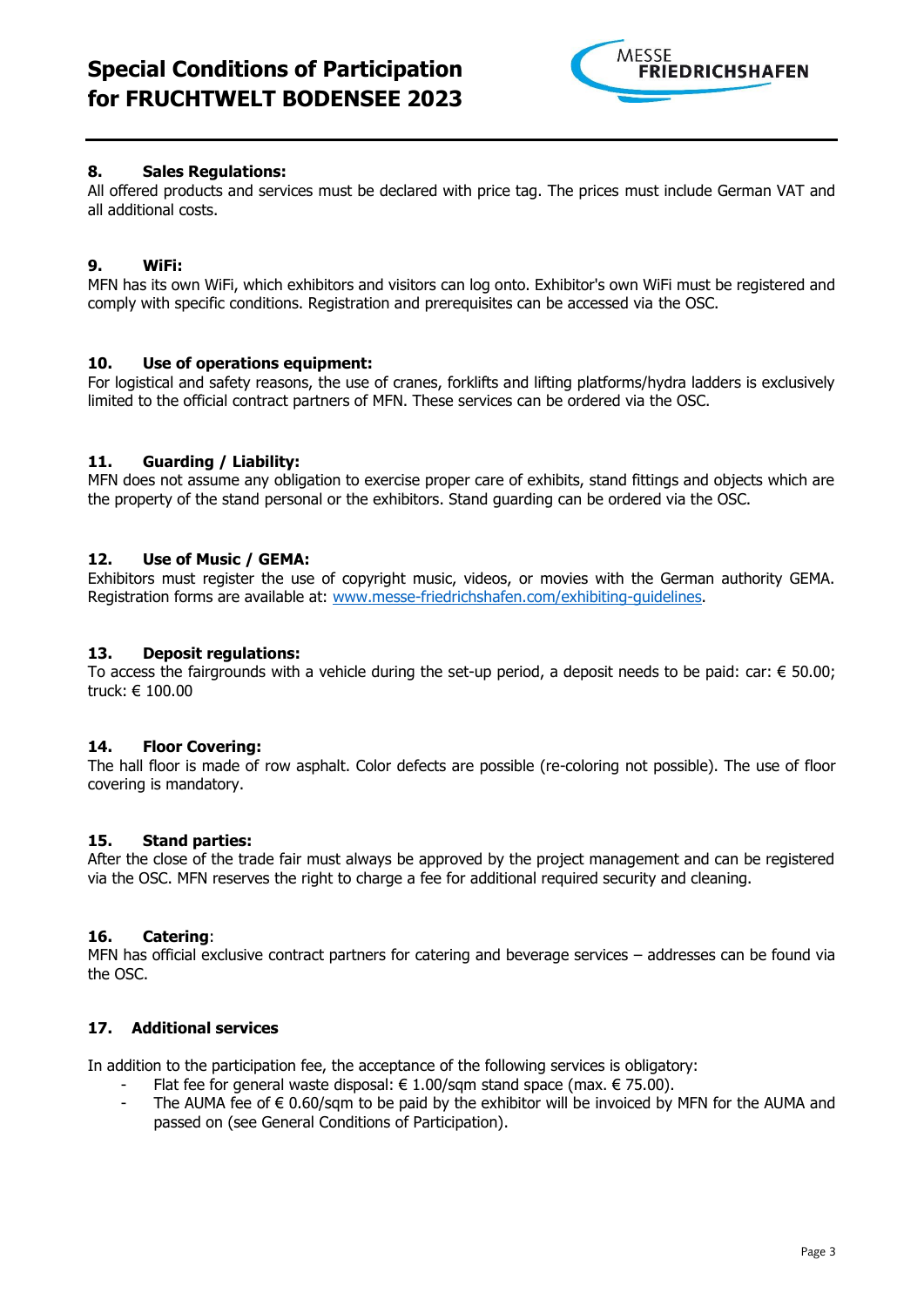## 8. Sales Regulations:

All offered products and services must be declared with price tag. The prices must include German VAT and all additional costs.

## 9. WiFi:

MFN has its own WiFi, which exhibitors and visitors can log onto. Exhibitor's own WiFi must be registered and comply with specific conditions. Registration and prerequisites can be accessed via the OSC.

## 10. Use of operations equipment:

For logistical and safety reasons, the use of cranes, forklifts and lifting platforms/hydra ladders is exclusively limited to the official contract partners of MFN. These services can be ordered via the OSC.

## 11. Guarding / Liability:

MFN does not assume any obligation to exercise proper care of exhibits, stand fittings and objects which are the property of the stand personal or the exhibitors. Stand guarding can be ordered via the OSC.

## 12. Use of Music / GEMA:

Exhibitors must register the use of copyright music, videos, or movies with the German authority GEMA. Registration forms are available at: [www.messe-friedrichshafen.com/exhibiting-guidelines](www.messe-friedrichshafen.com/exhibiting-guidelines).

## 13. Deposit regulations:

To access the fairgrounds with a vehicle during the set-up period, a deposit needs to be paid: car: € 50.00; truck: € 100.00

## 14. Floor Covering:

The hall floor is made of row asphalt. Color defects are possible (re-coloring not possible). The use of floor covering is mandatory.

## 15. Stand parties:

After the close of the trade fair must always be approved by the project management and can be registered via the OSC. MFN reserves the right to charge a fee for additional required security and cleaning.

## 16. Catering:

MFN has official exclusive contract partners for catering and beverage services – addresses can be found via the OSC.

## 17. Additional services

In addition to the participation fee, the acceptance of the following services is obligatory:

- Flat fee for general waste disposal: € 1.00/sqm stand space (max. € 75.00).
- The AUMA fee of € 0.60/sqm to be paid by the exhibitor will be invoiced by MFN for the AUMA and passed on (see General Conditions of Participation).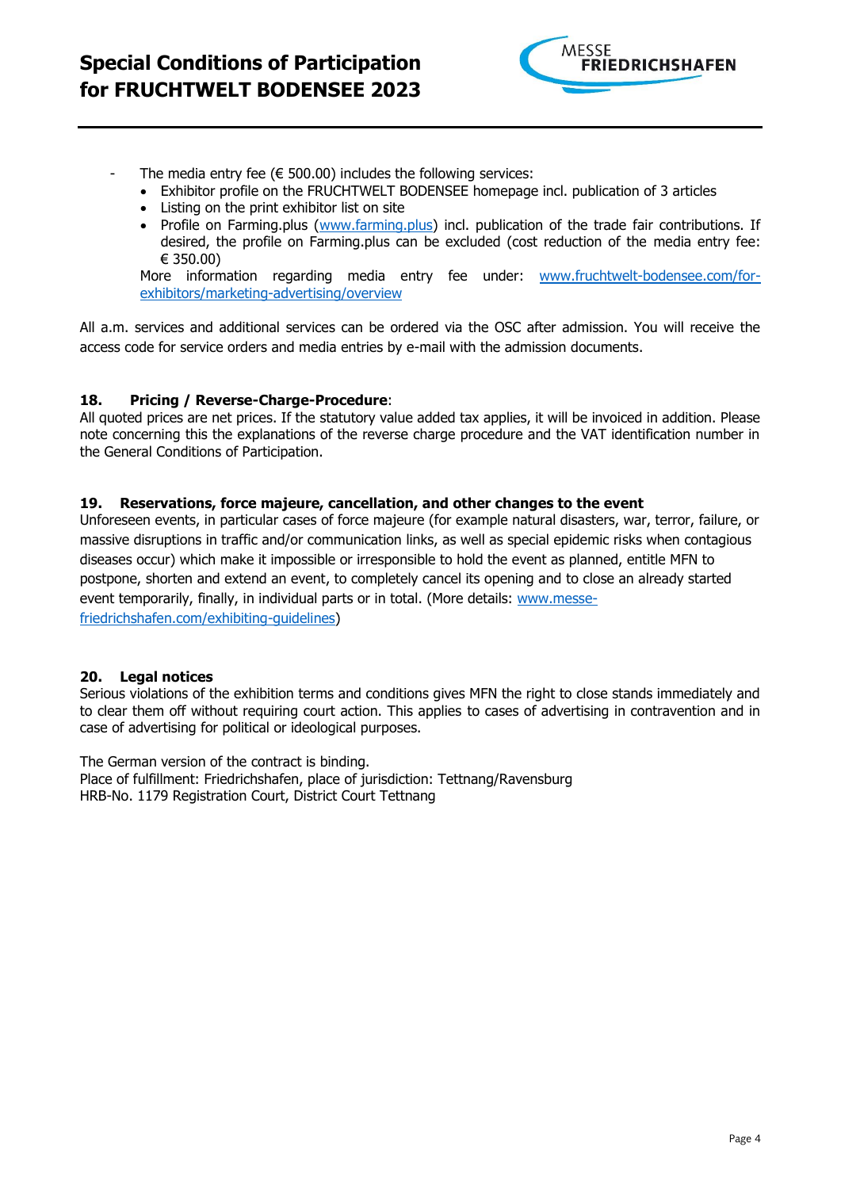- The media entry fee (€ 500.00) includes the following services:
  - Exhibitor profile on the FRUCHTWELT BODENSEE homepage incl. publication of 3 articles
  - Listing on the print exhibitor list on site
  - Profile on Farming.plus (www.farming.plus) incl. publication of the trade fair contributions. If desired, the profile on Farming.plus can be excluded (cost reduction of the media entry fee: € 350.00)

  More information regarding media entry fee under: www.fruchtwelt-bodensee.com/for-exhibitors/marketing-advertising/overview

All a.m. services and additional services can be ordered via the OSC after admission. You will receive the access code for service orders and media entries by e-mail with the admission documents.

### 18. Pricing / Reverse-Charge-Procedure:

All quoted prices are net prices. If the statutory value added tax applies, it will be invoiced in addition. Please note concerning this the explanations of the reverse charge procedure and the VAT identification number in the General Conditions of Participation.

### 19. Reservations, force majeure, cancellation, and other changes to the event

Unforeseen events, in particular cases of force majeure (for example natural disasters, war, terror, failure, or massive disruptions in traffic and/or communication links, as well as special epidemic risks when contagious diseases occur) which make it impossible or irresponsible to hold the event as planned, entitle MFN to postpone, shorten and extend an event, to completely cancel its opening and to close an already started event temporarily, finally, in individual parts or in total. (More details: www.messe-friedrichshafen.com/exhibiting-guidelines)

### 20. Legal notices

Serious violations of the exhibition terms and conditions gives MFN the right to close stands immediately and to clear them off without requiring court action. This applies to cases of advertising in contravention and in case of advertising for political or ideological purposes.

The German version of the contract is binding.
Place of fulfillment: Friedrichshafen, place of jurisdiction: Tettnang/Ravensburg
HRB-No. 1179 Registration Court, District Court Tettnang